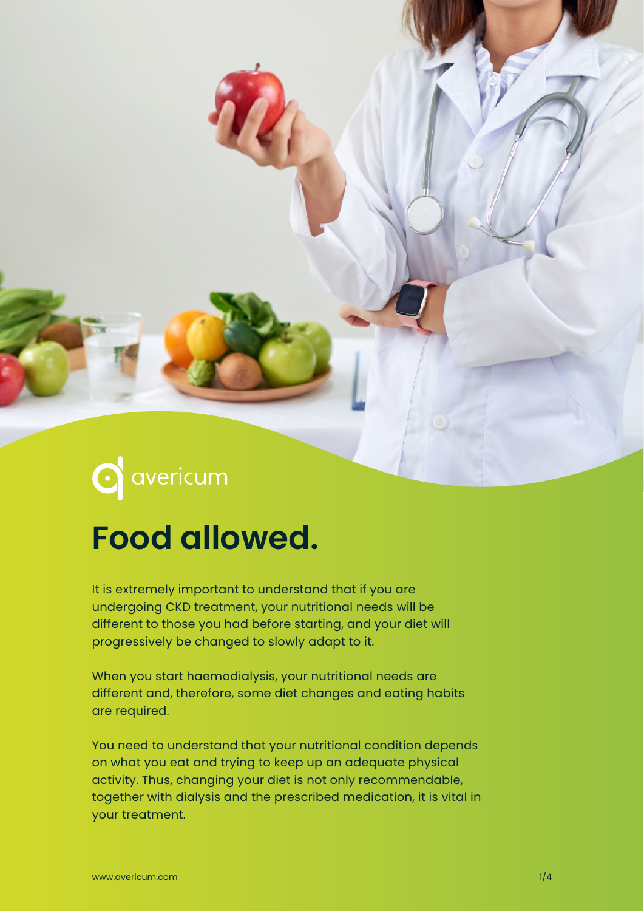avericum

# Food allowed.

It is extremely important to understand that if you are undergoing CKD treatment, your nutritional needs will be different to those you had before starting, and your diet will progressively be changed to slowly adapt to it.

When you start haemodialysis, your nutritional needs are different and, therefore, some diet changes and eating habits are required.

You need to understand that your nutritional condition depends on what you eat and trying to keep up an adequate physical activity. Thus, changing your diet is not only recommendable, together with dialysis and the prescribed medication, it is vital in your treatment.

www.avericum.com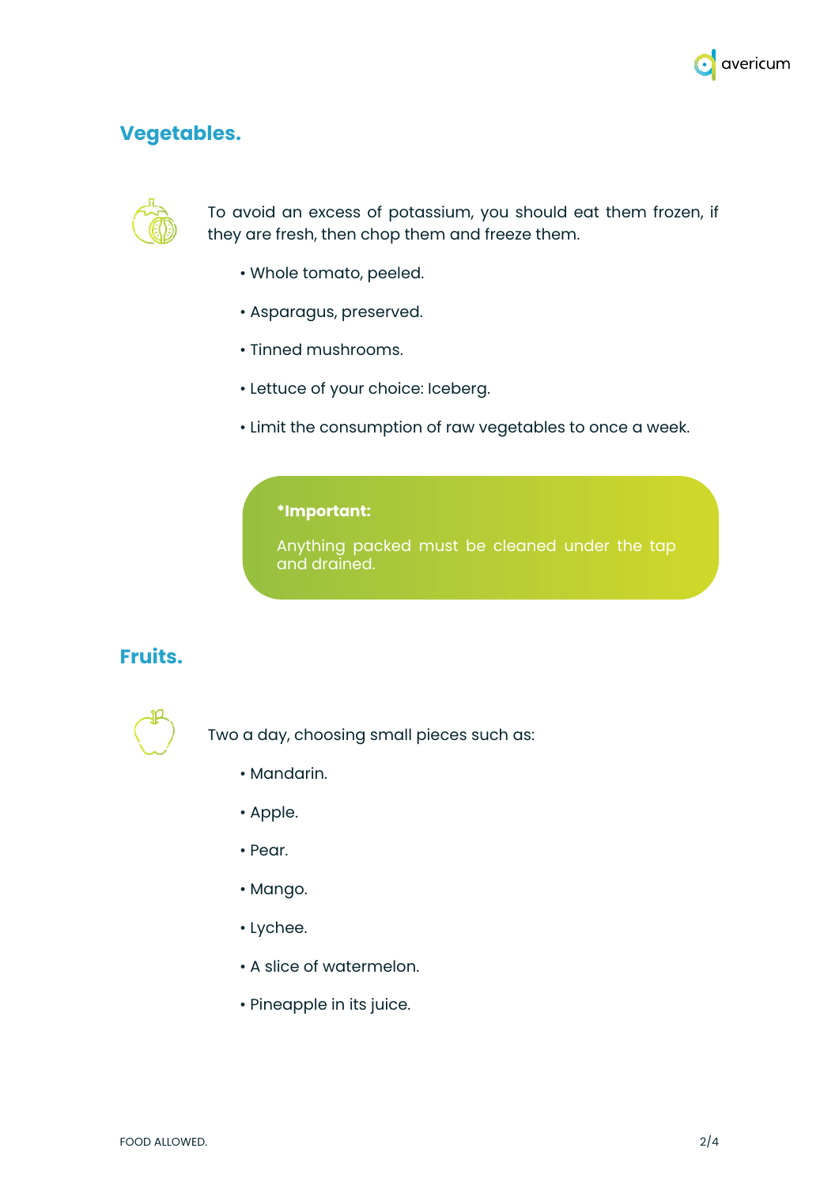## Vegetables.

To avoid an excess of potassium, you should eat them frozen, if they are fresh, then chop them and freeze them.

- Whole tomato, peeled.
- Asparagus, preserved.
- Tinned mushrooms.
- Lettuce of your choice: Iceberg.
- Limit the consumption of raw vegetables to once a week.

**\*Important:**

Anything packed must be cleaned under the tap and drained.

## Fruits.

Two a day, choosing small pieces such as:

- Mandarin.
- Apple.
- Pear.
- Mango.
- Lychee.
- A slice of watermelon.
- Pineapple in its juice.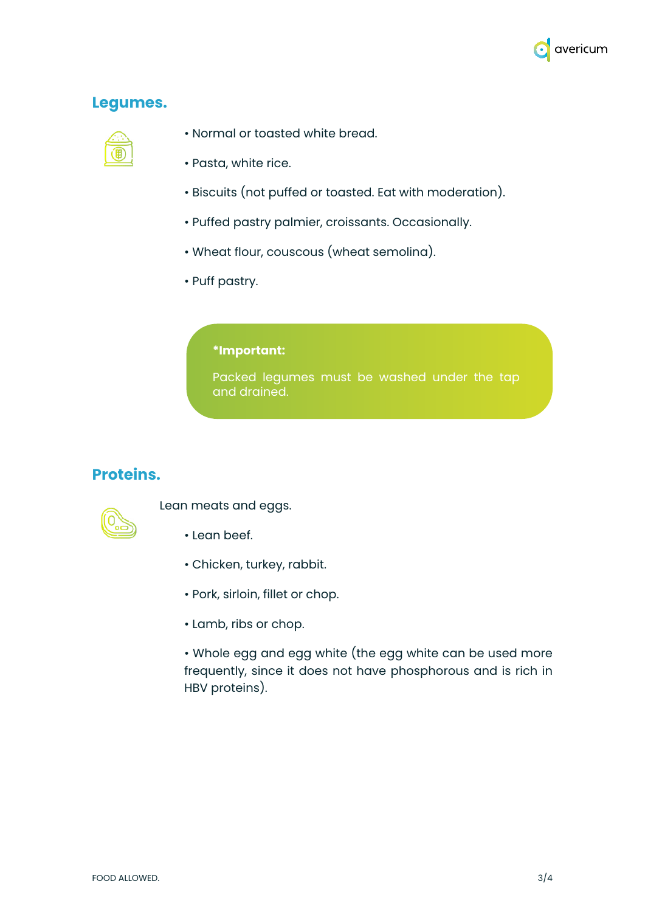## Legumes.

- Normal or toasted white bread.
- Pasta, white rice.
- Biscuits (not puffed or toasted. Eat with moderation).
- Puffed pastry palmier, croissants. Occasionally.
- Wheat flour, couscous (wheat semolina).
- Puff pastry.

> ***Important:**
>
> Packed legumes must be washed under the tap and drained.

## Proteins.

Lean meats and eggs.

- Lean beef.
- Chicken, turkey, rabbit.
- Pork, sirloin, fillet or chop.
- Lamb, ribs or chop.
- Whole egg and egg white (the egg white can be used more frequently, since it does not have phosphorous and is rich in HBV proteins).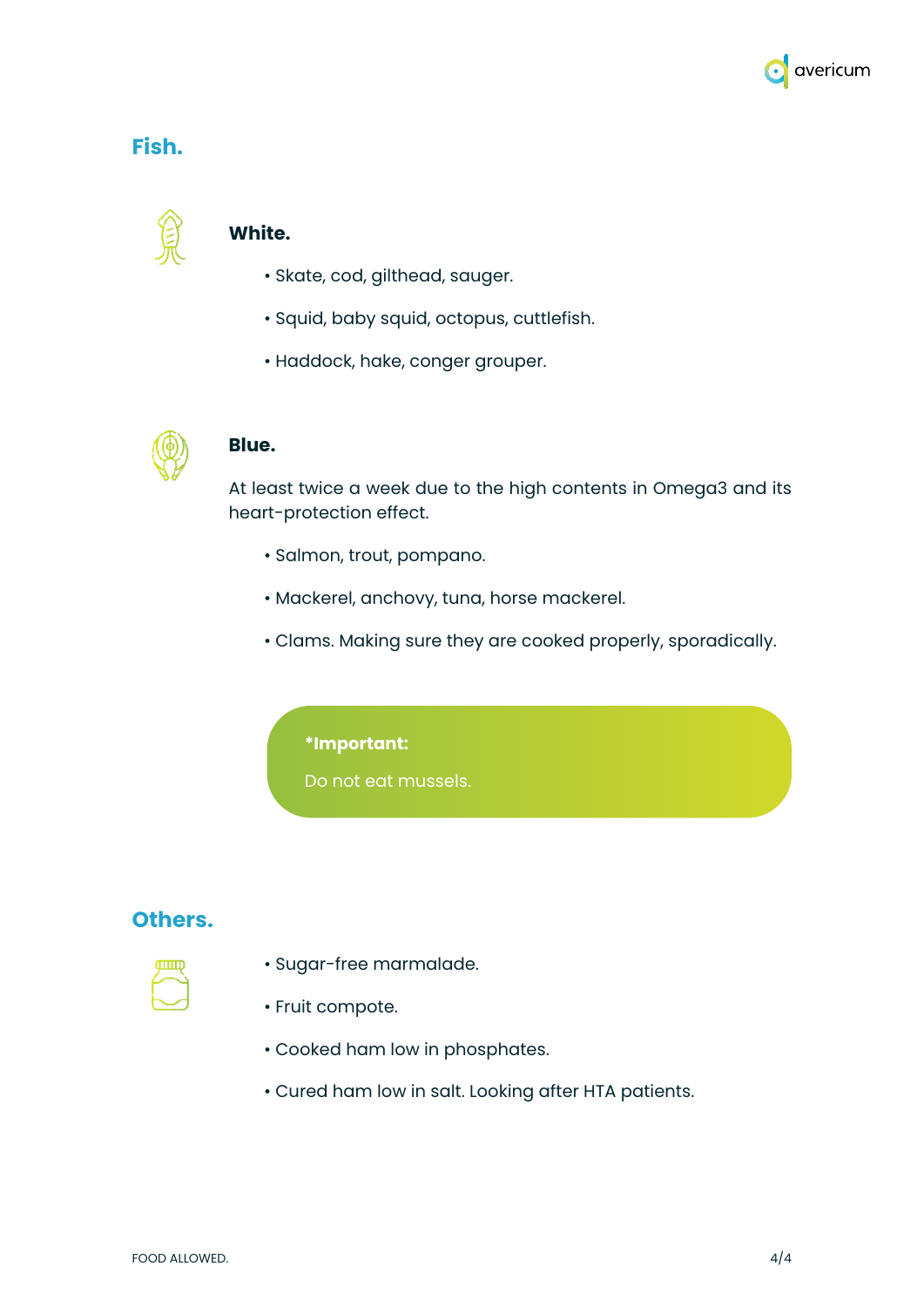## Fish.

### White.

- Skate, cod, gilthead, sauger.
- Squid, baby squid, octopus, cuttlefish.
- Haddock, hake, conger grouper.

### Blue.

At least twice a week due to the high contents in Omega3 and its heart-protection effect.

- Salmon, trout, pompano.
- Mackerel, anchovy, tuna, horse mackerel.
- Clams. Making sure they are cooked properly, sporadically.

> ***Important:**
>
> Do not eat mussels.

## Others.

- Sugar-free marmalade.
- Fruit compote.
- Cooked ham low in phosphates.
- Cured ham low in salt. Looking after HTA patients.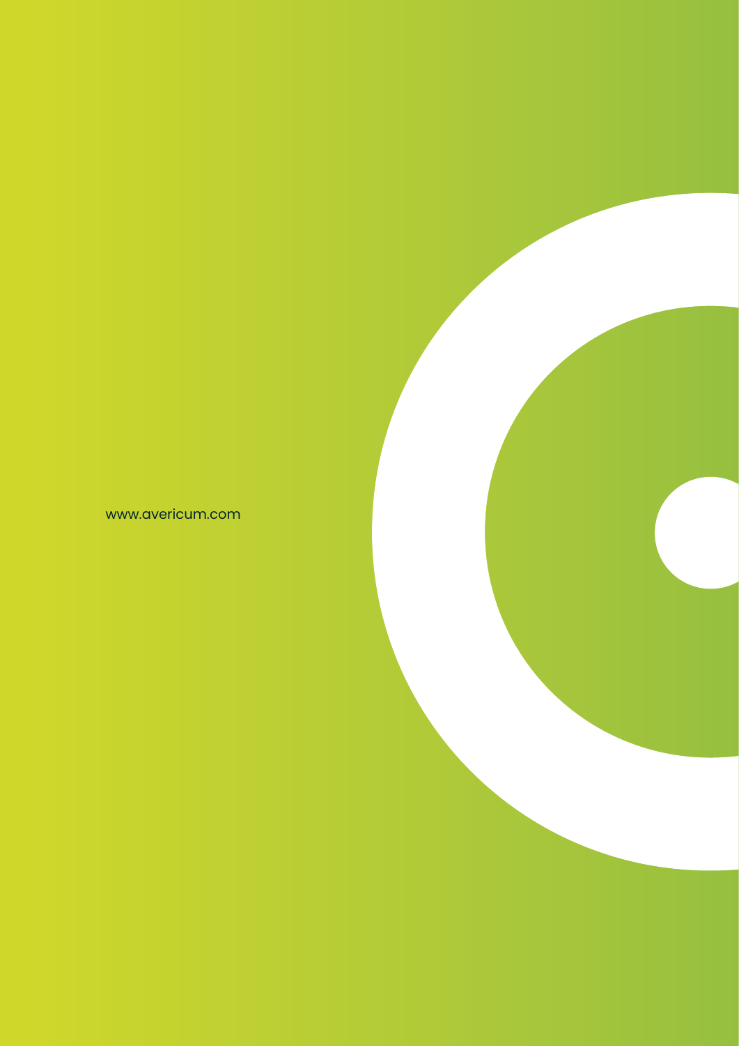www.avericum.com